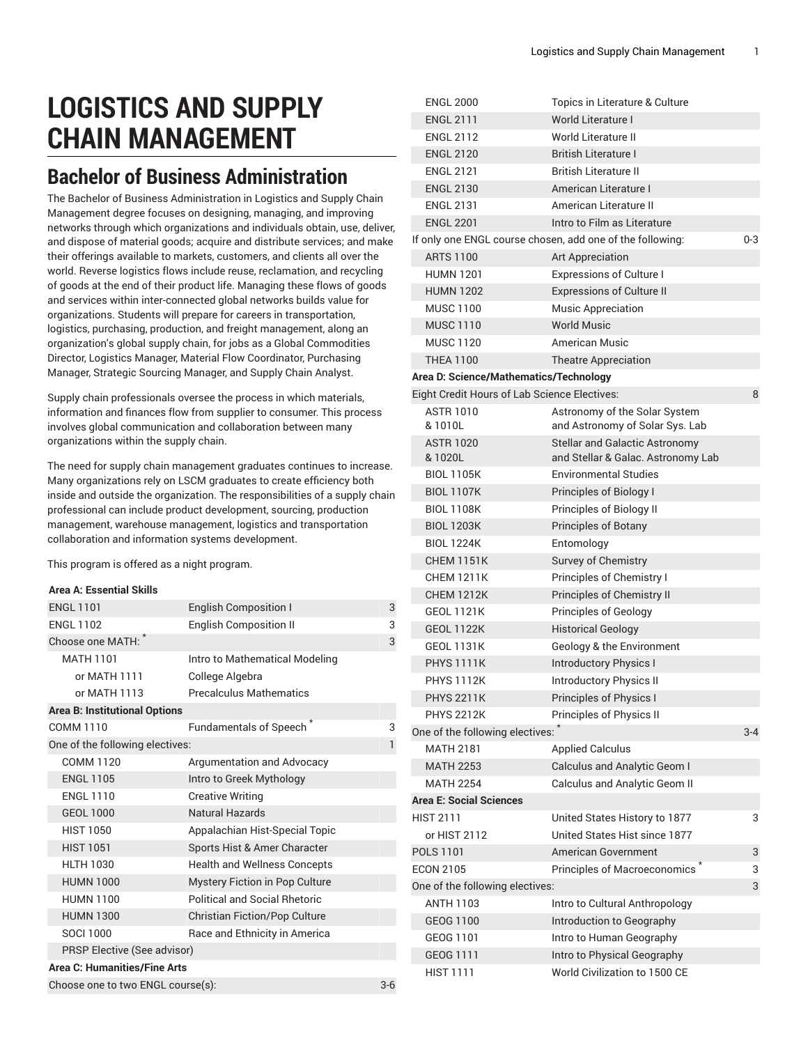# LOGISTICS AND SUPPLY CHAIN MANAGEMENT

## Bachelor of Business Administration

The Bachelor of Business Administration in Logistics and Supply Chain Management degree focuses on designing, managing, and improving networks through which organizations and individuals obtain, use, deliver, and dispose of material goods; acquire and distribute services; and make their offerings available to markets, customers, and clients all over the world. Reverse logistics flows include reuse, reclamation, and recycling of goods at the end of their product life. Managing these flows of goods and services within inter-connected global networks builds value for organizations. Students will prepare for careers in transportation, logistics, purchasing, production, and freight management, along an organization's global supply chain, for jobs as a Global Commodities Director, Logistics Manager, Material Flow Coordinator, Purchasing Manager, Strategic Sourcing Manager, and Supply Chain Analyst.

Supply chain professionals oversee the process in which materials, information and finances flow from supplier to consumer. This process involves global communication and collaboration between many organizations within the supply chain.

The need for supply chain management graduates continues to increase. Many organizations rely on LSCM graduates to create efficiency both inside and outside the organization. The responsibilities of a supply chain professional can include product development, sourcing, production management, warehouse management, logistics and transportation collaboration and information systems development.

This program is offered as a night program.

| | | |
|---|---|---|
| **Area A: Essential Skills** | | |
| ENGL 1101 | English Composition I | 3 |
| ENGL 1102 | English Composition II | 3 |
| Choose one MATH: * | | 3 |
| MATH 1101 | Intro to Mathematical Modeling | |
| or MATH 1111 | College Algebra | |
| or MATH 1113 | Precalculus Mathematics | |
| **Area B: Institutional Options** | | |
| COMM 1110 | Fundamentals of Speech * | 3 |
| One of the following electives: | | 1 |
| COMM 1120 | Argumentation and Advocacy | |
| ENGL 1105 | Intro to Greek Mythology | |
| ENGL 1110 | Creative Writing | |
| GEOL 1000 | Natural Hazards | |
| HIST 1050 | Appalachian Hist-Special Topic | |
| HIST 1051 | Sports Hist & Amer Character | |
| HLTH 1030 | Health and Wellness Concepts | |
| HUMN 1000 | Mystery Fiction in Pop Culture | |
| HUMN 1100 | Political and Social Rhetoric | |
| HUMN 1300 | Christian Fiction/Pop Culture | |
| SOCI 1000 | Race and Ethnicity in America | |
| PRSP Elective (See advisor) | | |
| **Area C: Humanities/Fine Arts** | | |
| Choose one to two ENGL course(s): | | 3-6 |
| ENGL 2000 | Topics in Literature & Culture | |
| ENGL 2111 | World Literature I | |
| ENGL 2112 | World Literature II | |
| ENGL 2120 | British Literature I | |
| ENGL 2121 | British Literature II | |
| ENGL 2130 | American Literature I | |
| ENGL 2131 | American Literature II | |
| ENGL 2201 | Intro to Film as Literature | |
| If only one ENGL course chosen, add one of the following: | | 0-3 |
| ARTS 1100 | Art Appreciation | |
| HUMN 1201 | Expressions of Culture I | |
| HUMN 1202 | Expressions of Culture II | |
| MUSC 1100 | Music Appreciation | |
| MUSC 1110 | World Music | |
| MUSC 1120 | American Music | |
| THEA 1100 | Theatre Appreciation | |
| **Area D: Science/Mathematics/Technology** | | |
| Eight Credit Hours of Lab Science Electives: | | 8 |
| ASTR 1010 & 1010L | Astronomy of the Solar System and Astronomy of Solar Sys. Lab | |
| ASTR 1020 & 1020L | Stellar and Galactic Astronomy and Stellar & Galac. Astronomy Lab | |
| BIOL 1105K | Environmental Studies | |
| BIOL 1107K | Principles of Biology I | |
| BIOL 1108K | Principles of Biology II | |
| BIOL 1203K | Principles of Botany | |
| BIOL 1224K | Entomology | |
| CHEM 1151K | Survey of Chemistry | |
| CHEM 1211K | Principles of Chemistry I | |
| CHEM 1212K | Principles of Chemistry II | |
| GEOL 1121K | Principles of Geology | |
| GEOL 1122K | Historical Geology | |
| GEOL 1131K | Geology & the Environment | |
| PHYS 1111K | Introductory Physics I | |
| PHYS 1112K | Introductory Physics II | |
| PHYS 2211K | Principles of Physics I | |
| PHYS 2212K | Principles of Physics II | |
| One of the following electives: * | | 3-4 |
| MATH 2181 | Applied Calculus | |
| MATH 2253 | Calculus and Analytic Geom I | |
| MATH 2254 | Calculus and Analytic Geom II | |
| **Area E: Social Sciences** | | |
| HIST 2111 | United States History to 1877 | 3 |
| or HIST 2112 | United States Hist since 1877 | |
| POLS 1101 | American Government | 3 |
| ECON 2105 | Principles of Macroeconomics * | 3 |
| One of the following electives: | | 3 |
| ANTH 1103 | Intro to Cultural Anthropology | |
| GEOG 1100 | Introduction to Geography | |
| GEOG 1101 | Intro to Human Geography | |
| GEOG 1111 | Intro to Physical Geography | |
| HIST 1111 | World Civilization to 1500 CE | |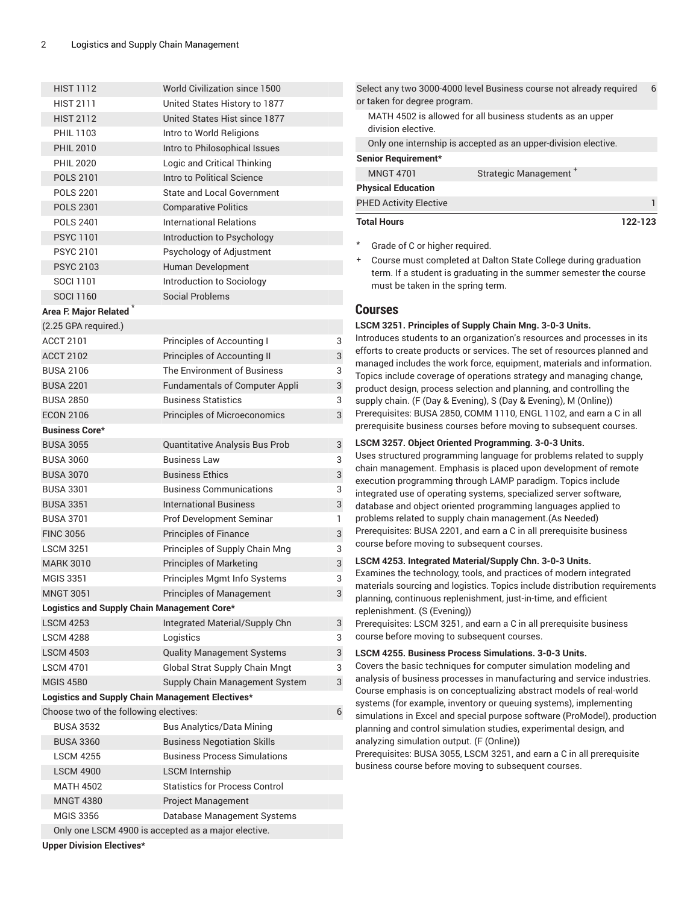| | | |
|---|---|---|
| HIST 1112 | World Civilization since 1500 | |
| HIST 2111 | United States History to 1877 | |
| HIST 2112 | United States Hist since 1877 | |
| PHIL 1103 | Intro to World Religions | |
| PHIL 2010 | Intro to Philosophical Issues | |
| PHIL 2020 | Logic and Critical Thinking | |
| POLS 2101 | Intro to Political Science | |
| POLS 2201 | State and Local Government | |
| POLS 2301 | Comparative Politics | |
| POLS 2401 | International Relations | |
| PSYC 1101 | Introduction to Psychology | |
| PSYC 2101 | Psychology of Adjustment | |
| PSYC 2103 | Human Development | |
| SOCI 1101 | Introduction to Sociology | |
| SOCI 1160 | Social Problems | |
| **Area F: Major Related** * | | |
| (2.25 GPA required.) | | |
| ACCT 2101 | Principles of Accounting I | 3 |
| ACCT 2102 | Principles of Accounting II | 3 |
| BUSA 2106 | The Environment of Business | 3 |
| BUSA 2201 | Fundamentals of Computer Appli | 3 |
| BUSA 2850 | Business Statistics | 3 |
| ECON 2106 | Principles of Microeconomics | 3 |
| **Business Core*** | | |
| BUSA 3055 | Quantitative Analysis Bus Prob | 3 |
| BUSA 3060 | Business Law | 3 |
| BUSA 3070 | Business Ethics | 3 |
| BUSA 3301 | Business Communications | 3 |
| BUSA 3351 | International Business | 3 |
| BUSA 3701 | Prof Development Seminar | 1 |
| FINC 3056 | Principles of Finance | 3 |
| LSCM 3251 | Principles of Supply Chain Mng | 3 |
| MARK 3010 | Principles of Marketing | 3 |
| MGIS 3351 | Principles Mgmt Info Systems | 3 |
| MNGT 3051 | Principles of Management | 3 |
| **Logistics and Supply Chain Management Core*** | | |
| LSCM 4253 | Integrated Material/Supply Chn | 3 |
| LSCM 4288 | Logistics | 3 |
| LSCM 4503 | Quality Management Systems | 3 |
| LSCM 4701 | Global Strat Supply Chain Mngt | 3 |
| MGIS 4580 | Supply Chain Management System | 3 |
| **Logistics and Supply Chain Management Electives*** | | |
| Choose two of the following electives: | | 6 |
| BUSA 3532 | Bus Analytics/Data Mining | |
| BUSA 3360 | Business Negotiation Skills | |
| LSCM 4255 | Business Process Simulations | |
| LSCM 4900 | LSCM Internship | |
| MATH 4502 | Statistics for Process Control | |
| MNGT 4380 | Project Management | |
| MGIS 3356 | Database Management Systems | |
| Only one LSCM 4900 is accepted as a major elective. | | |
| **Upper Division Electives*** | | |
| Select any two 3000-4000 level Business course not already required or taken for degree program. | | 6 |
| MATH 4502 is allowed for all business students as an upper division elective. | | |
| Only one internship is accepted as an upper-division elective. | | |
| **Senior Requirement*** | | |
| MNGT 4701 | Strategic Management + | |
| **Physical Education** | | |
| PHED Activity Elective | | 1 |
| **Total Hours** | | **122-123** |

\* Grade of C or higher required.

\+ Course must completed at Dalton State College during graduation term. If a student is graduating in the summer semester the course must be taken in the spring term.

## Courses

**LSCM 3251. Principles of Supply Chain Mng. 3-0-3 Units.**
Introduces students to an organization's resources and processes in its efforts to create products or services. The set of resources planned and managed includes the work force, equipment, materials and information. Topics include coverage of operations strategy and managing change, product design, process selection and planning, and controlling the supply chain. (F (Day & Evening), S (Day & Evening), M (Online))
Prerequisites: BUSA 2850, COMM 1110, ENGL 1102, and earn a C in all prerequisite business courses before moving to subsequent courses.

**LSCM 3257. Object Oriented Programming. 3-0-3 Units.**
Uses structured programming language for problems related to supply chain management. Emphasis is placed upon development of remote execution programming through LAMP paradigm. Topics include integrated use of operating systems, specialized server software, database and object oriented programming languages applied to problems related to supply chain management.(As Needed)
Prerequisites: BUSA 2201, and earn a C in all prerequisite business course before moving to subsequent courses.

**LSCM 4253. Integrated Material/Supply Chn. 3-0-3 Units.**
Examines the technology, tools, and practices of modern integrated materials sourcing and logistics. Topics include distribution requirements planning, continuous replenishment, just-in-time, and efficient replenishment. (S (Evening))
Prerequisites: LSCM 3251, and earn a C in all prerequisite business course before moving to subsequent courses.

**LSCM 4255. Business Process Simulations. 3-0-3 Units.**
Covers the basic techniques for computer simulation modeling and analysis of business processes in manufacturing and service industries. Course emphasis is on conceptualizing abstract models of real-world systems (for example, inventory or queuing systems), implementing simulations in Excel and special purpose software (ProModel), production planning and control simulation studies, experimental design, and analyzing simulation output. (F (Online))
Prerequisites: BUSA 3055, LSCM 3251, and earn a C in all prerequisite business course before moving to subsequent courses.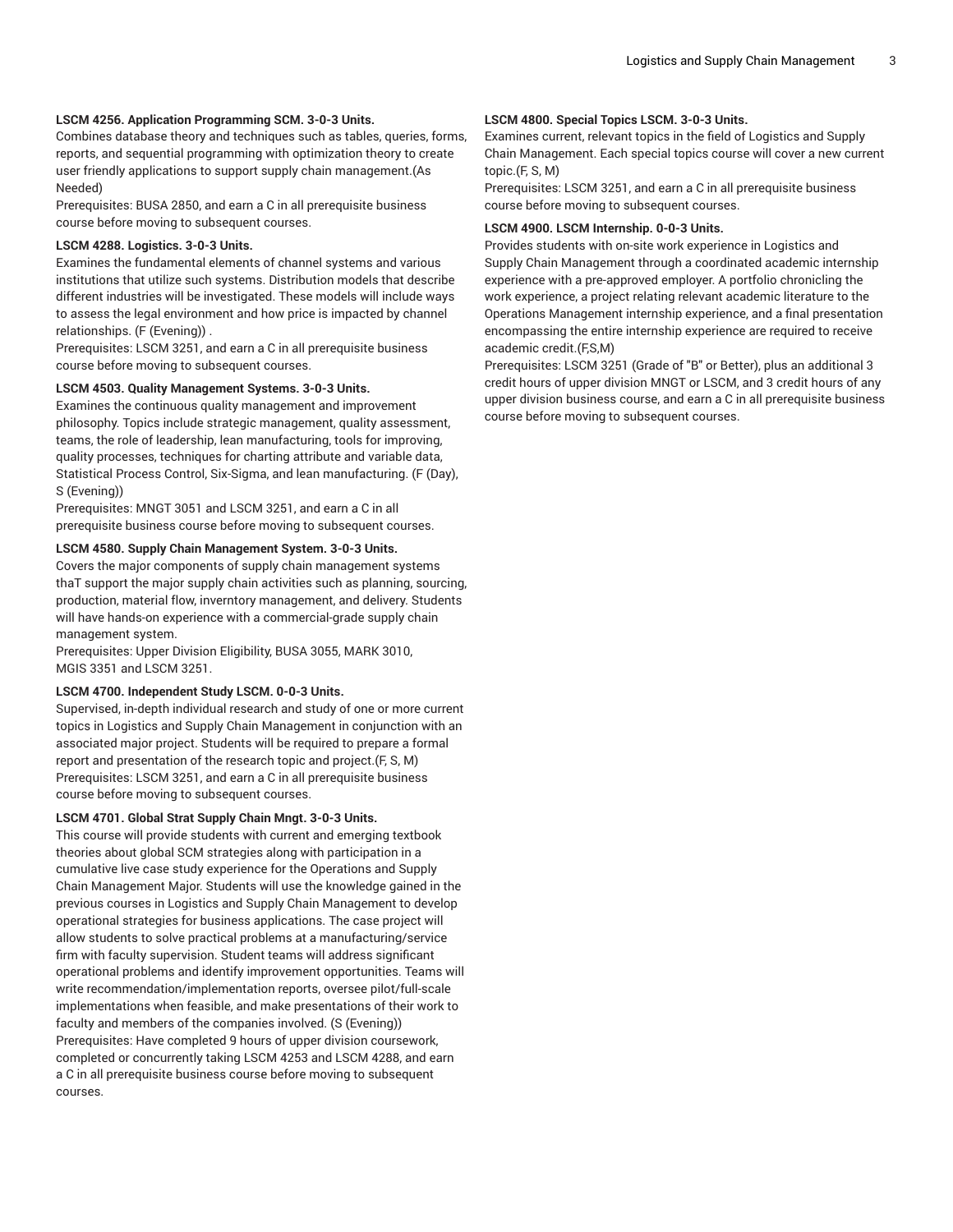**LSCM 4256. Application Programming SCM. 3-0-3 Units.**

Combines database theory and techniques such as tables, queries, forms, reports, and sequential programming with optimization theory to create user friendly applications to support supply chain management.(As Needed)

Prerequisites: BUSA 2850, and earn a C in all prerequisite business course before moving to subsequent courses.

**LSCM 4288. Logistics. 3-0-3 Units.**

Examines the fundamental elements of channel systems and various institutions that utilize such systems. Distribution models that describe different industries will be investigated. These models will include ways to assess the legal environment and how price is impacted by channel relationships. (F (Evening)) .

Prerequisites: LSCM 3251, and earn a C in all prerequisite business course before moving to subsequent courses.

**LSCM 4503. Quality Management Systems. 3-0-3 Units.**

Examines the continuous quality management and improvement philosophy. Topics include strategic management, quality assessment, teams, the role of leadership, lean manufacturing, tools for improving, quality processes, techniques for charting attribute and variable data, Statistical Process Control, Six-Sigma, and lean manufacturing. (F (Day), S (Evening))

Prerequisites: MNGT 3051 and LSCM 3251, and earn a C in all prerequisite business course before moving to subsequent courses.

**LSCM 4580. Supply Chain Management System. 3-0-3 Units.**

Covers the major components of supply chain management systems thaT support the major supply chain activities such as planning, sourcing, production, material flow, inverntory management, and delivery. Students will have hands-on experience with a commercial-grade supply chain management system.

Prerequisites: Upper Division Eligibility, BUSA 3055, MARK 3010, MGIS 3351 and LSCM 3251.

**LSCM 4700. Independent Study LSCM. 0-0-3 Units.**

Supervised, in-depth individual research and study of one or more current topics in Logistics and Supply Chain Management in conjunction with an associated major project. Students will be required to prepare a formal report and presentation of the research topic and project.(F, S, M)

Prerequisites: LSCM 3251, and earn a C in all prerequisite business course before moving to subsequent courses.

**LSCM 4701. Global Strat Supply Chain Mngt. 3-0-3 Units.**

This course will provide students with current and emerging textbook theories about global SCM strategies along with participation in a cumulative live case study experience for the Operations and Supply Chain Management Major. Students will use the knowledge gained in the previous courses in Logistics and Supply Chain Management to develop operational strategies for business applications. The case project will allow students to solve practical problems at a manufacturing/service firm with faculty supervision. Student teams will address significant operational problems and identify improvement opportunities. Teams will write recommendation/implementation reports, oversee pilot/full-scale implementations when feasible, and make presentations of their work to faculty and members of the companies involved. (S (Evening))

Prerequisites: Have completed 9 hours of upper division coursework, completed or concurrently taking LSCM 4253 and LSCM 4288, and earn a C in all prerequisite business course before moving to subsequent courses.

**LSCM 4800. Special Topics LSCM. 3-0-3 Units.**

Examines current, relevant topics in the field of Logistics and Supply Chain Management. Each special topics course will cover a new current topic.(F, S, M)

Prerequisites: LSCM 3251, and earn a C in all prerequisite business course before moving to subsequent courses.

**LSCM 4900. LSCM Internship. 0-0-3 Units.**

Provides students with on-site work experience in Logistics and Supply Chain Management through a coordinated academic internship experience with a pre-approved employer. A portfolio chronicling the work experience, a project relating relevant academic literature to the Operations Management internship experience, and a final presentation encompassing the entire internship experience are required to receive academic credit.(F,S,M)

Prerequisites: LSCM 3251 (Grade of "B" or Better), plus an additional 3 credit hours of upper division MNGT or LSCM, and 3 credit hours of any upper division business course, and earn a C in all prerequisite business course before moving to subsequent courses.